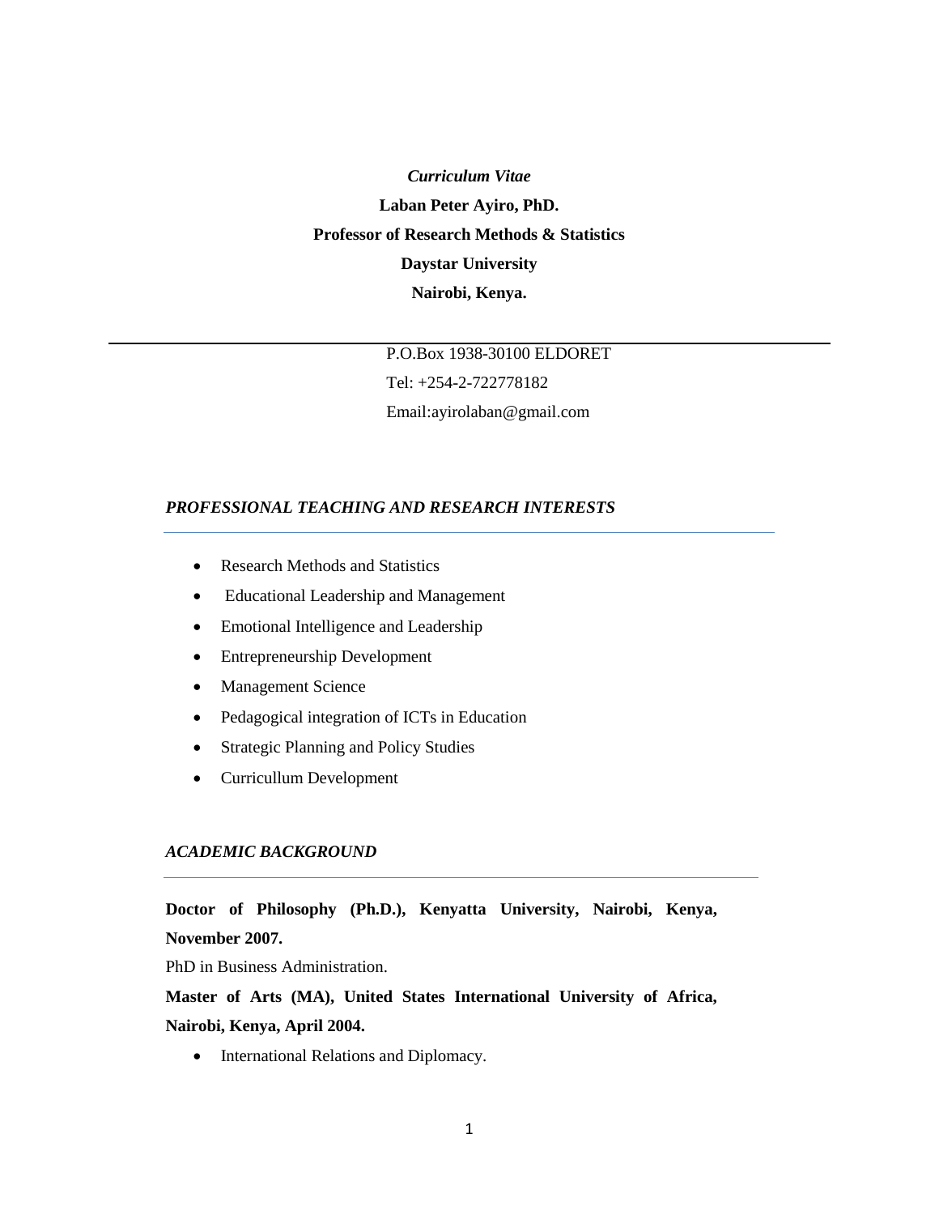***Curriculum Vitae***

**Laban Peter Ayiro, PhD.**

**Professor of Research Methods & Statistics**

**Daystar University**

**Nairobi, Kenya.**

---

P.O.Box 1938-30100 ELDORET

Tel: +254-2-722778182

Email:ayirolaban@gmail.com

## ***PROFESSIONAL TEACHING AND RESEARCH INTERESTS***

- Research Methods and Statistics
- Educational Leadership and Management
- Emotional Intelligence and Leadership
- Entrepreneurship Development
- Management Science
- Pedagogical integration of ICTs in Education
- Strategic Planning and Policy Studies
- Curricullum Development

## ***ACADEMIC BACKGROUND***

**Doctor of Philosophy (Ph.D.), Kenyatta University, Nairobi, Kenya, November 2007.**

PhD in Business Administration.

**Master of Arts (MA), United States International University of Africa, Nairobi, Kenya, April 2004.**

- International Relations and Diplomacy.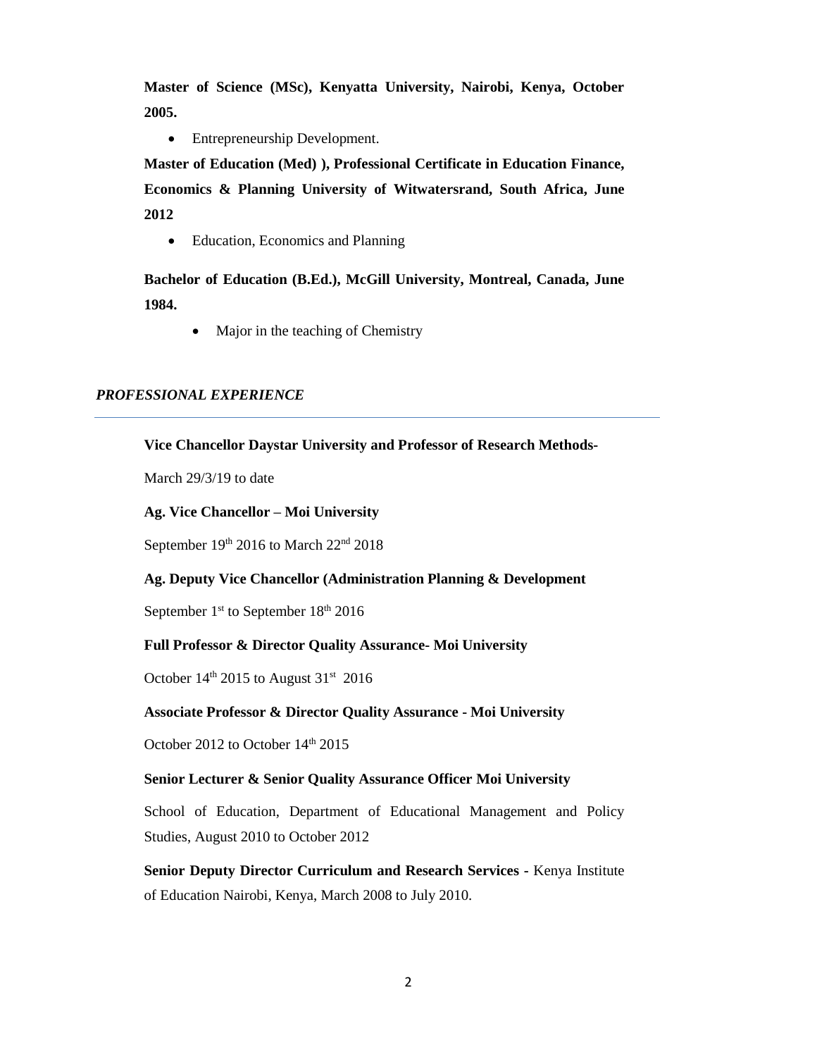**Master of Science (MSc), Kenyatta University, Nairobi, Kenya, October 2005.**

- Entrepreneurship Development.

**Master of Education (Med) ), Professional Certificate in Education Finance, Economics & Planning University of Witwatersrand, South Africa, June 2012**

- Education, Economics and Planning

**Bachelor of Education (B.Ed.), McGill University, Montreal, Canada, June 1984.**

- Major in the teaching of Chemistry

## *PROFESSIONAL EXPERIENCE*

**Vice Chancellor Daystar University and Professor of Research Methods-**

March 29/3/19 to date

**Ag. Vice Chancellor – Moi University**

September 19th 2016 to March 22nd 2018

**Ag. Deputy Vice Chancellor (Administration Planning & Development**

September 1st to September 18th 2016

**Full Professor & Director Quality Assurance- Moi University**

October 14th 2015 to August 31st 2016

**Associate Professor & Director Quality Assurance - Moi University**

October 2012 to October 14th 2015

**Senior Lecturer & Senior Quality Assurance Officer Moi University**

School of Education, Department of Educational Management and Policy Studies, August 2010 to October 2012

**Senior Deputy Director Curriculum and Research Services -** Kenya Institute of Education Nairobi, Kenya, March 2008 to July 2010.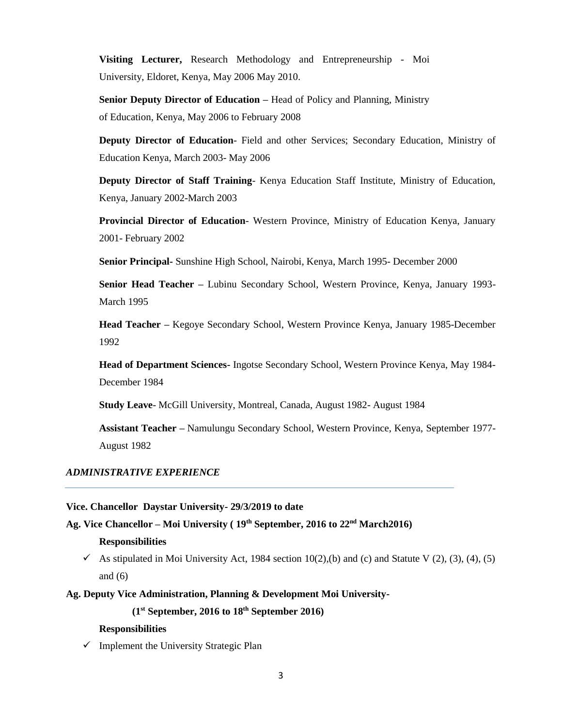**Visiting Lecturer,** Research Methodology and Entrepreneurship - Moi University, Eldoret, Kenya, May 2006 May 2010.

**Senior Deputy Director of Education –** Head of Policy and Planning, Ministry of Education, Kenya, May 2006 to February 2008

**Deputy Director of Education**- Field and other Services; Secondary Education, Ministry of Education Kenya, March 2003- May 2006

**Deputy Director of Staff Training**- Kenya Education Staff Institute, Ministry of Education, Kenya, January 2002-March 2003

**Provincial Director of Education**- Western Province, Ministry of Education Kenya, January 2001- February 2002

**Senior Principal-** Sunshine High School, Nairobi, Kenya, March 1995- December 2000

**Senior Head Teacher –** Lubinu Secondary School, Western Province, Kenya, January 1993-March 1995

**Head Teacher –** Kegoye Secondary School, Western Province Kenya, January 1985-December 1992

**Head of Department Sciences**- Ingotse Secondary School, Western Province Kenya, May 1984-December 1984

**Study Leave**- McGill University, Montreal, Canada, August 1982- August 1984

**Assistant Teacher –** Namulungu Secondary School, Western Province, Kenya, September 1977-August 1982

### *ADMINISTRATIVE EXPERIENCE*

**Vice. Chancellor Daystar University- 29/3/2019 to date**

**Ag. Vice Chancellor – Moi University ( 19th September, 2016 to 22nd March2016)**

**Responsibilities**

- ✓ As stipulated in Moi University Act, 1984 section 10(2),(b) and (c) and Statute V (2), (3), (4), (5) and (6)

**Ag. Deputy Vice Administration, Planning & Development Moi University-**

**(1st September, 2016 to 18th September 2016)**

**Responsibilities**

- ✓ Implement the University Strategic Plan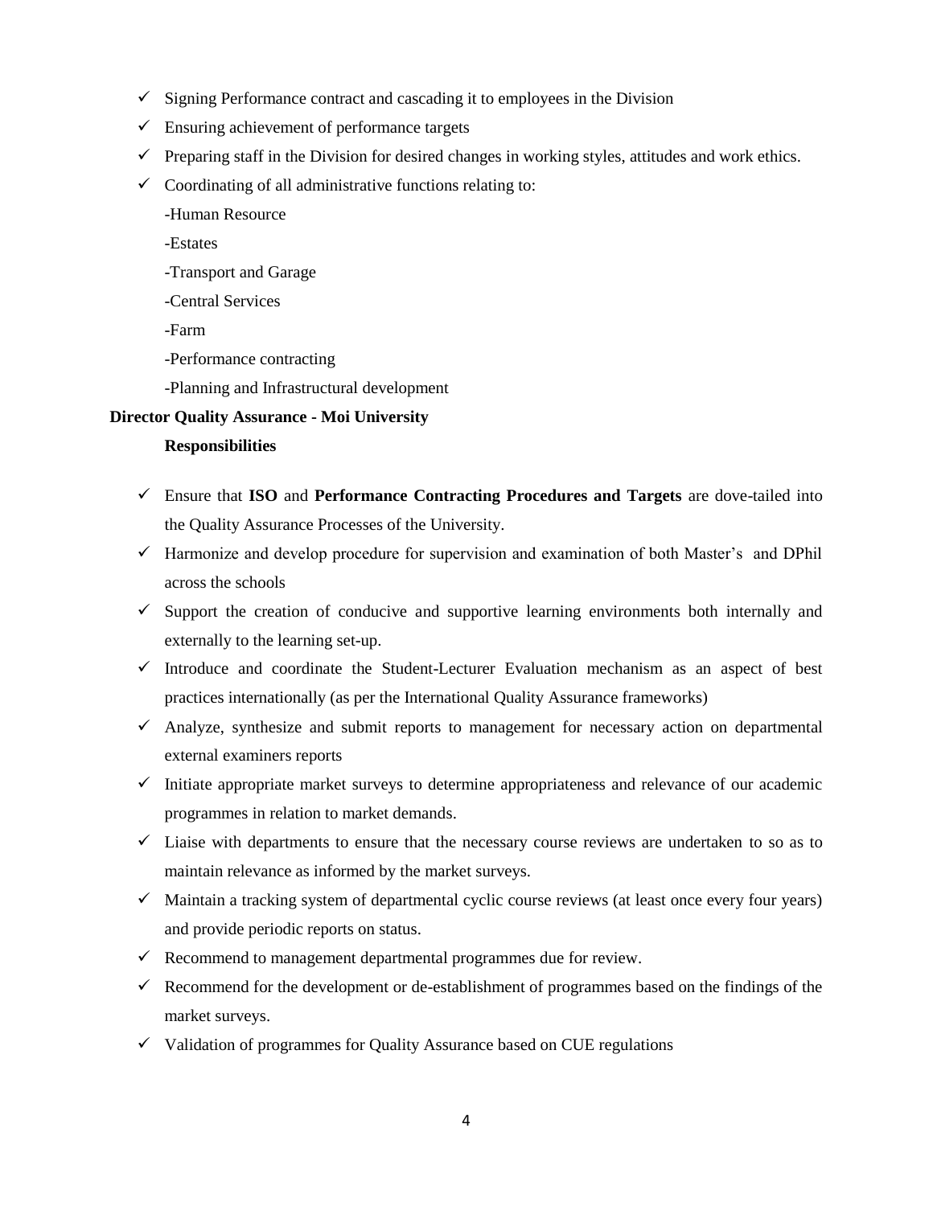- ✓ Signing Performance contract and cascading it to employees in the Division
- ✓ Ensuring achievement of performance targets
- ✓ Preparing staff in the Division for desired changes in working styles, attitudes and work ethics.
- ✓ Coordinating of all administrative functions relating to:

  -Human Resource

  -Estates

  -Transport and Garage

  -Central Services

  -Farm

  -Performance contracting

  -Planning and Infrastructural development

**Director Quality Assurance - Moi University**

**Responsibilities**

- ✓ Ensure that **ISO** and **Performance Contracting Procedures and Targets** are dove-tailed into the Quality Assurance Processes of the University.
- ✓ Harmonize and develop procedure for supervision and examination of both Master's and DPhil across the schools
- ✓ Support the creation of conducive and supportive learning environments both internally and externally to the learning set-up.
- ✓ Introduce and coordinate the Student-Lecturer Evaluation mechanism as an aspect of best practices internationally (as per the International Quality Assurance frameworks)
- ✓ Analyze, synthesize and submit reports to management for necessary action on departmental external examiners reports
- ✓ Initiate appropriate market surveys to determine appropriateness and relevance of our academic programmes in relation to market demands.
- ✓ Liaise with departments to ensure that the necessary course reviews are undertaken to so as to maintain relevance as informed by the market surveys.
- ✓ Maintain a tracking system of departmental cyclic course reviews (at least once every four years) and provide periodic reports on status.
- ✓ Recommend to management departmental programmes due for review.
- ✓ Recommend for the development or de-establishment of programmes based on the findings of the market surveys.
- ✓ Validation of programmes for Quality Assurance based on CUE regulations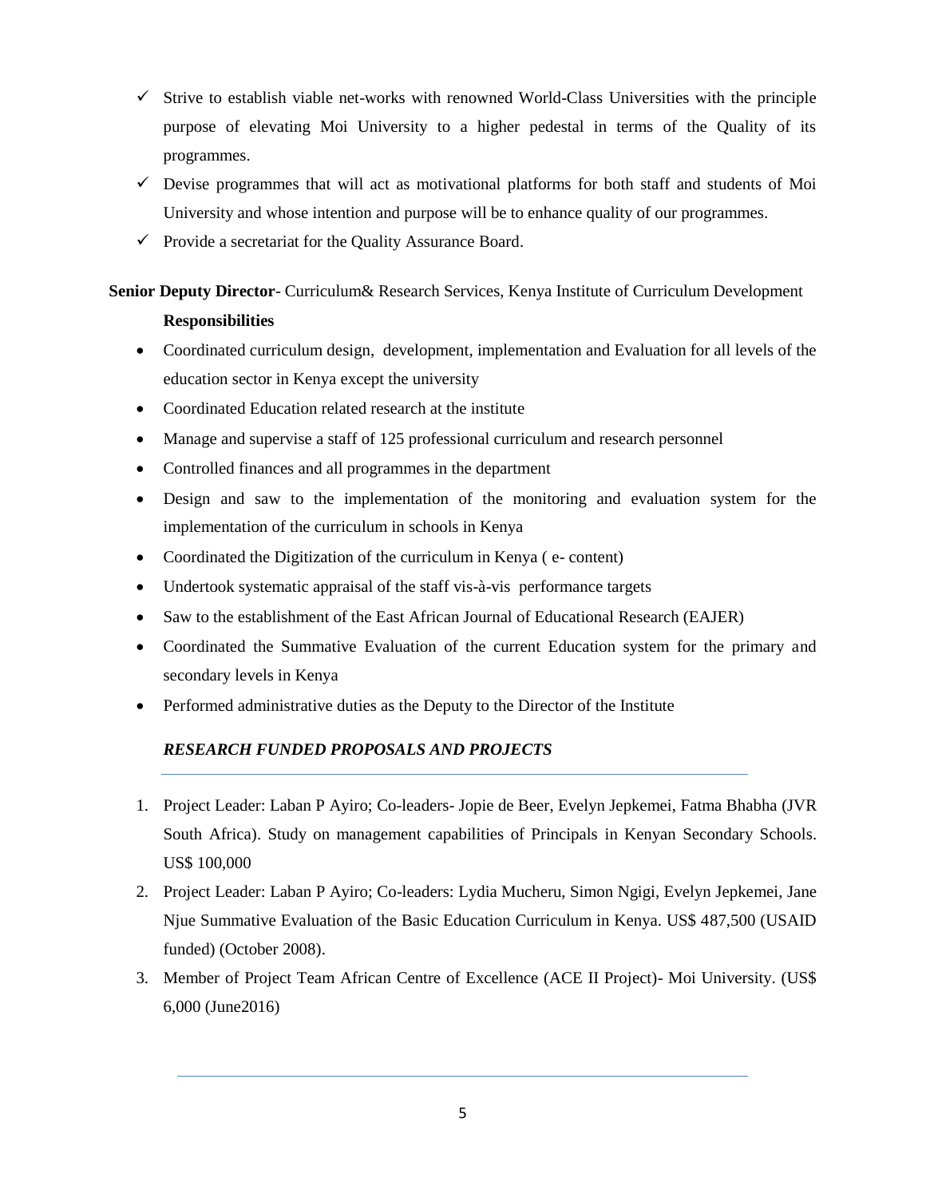- ✓ Strive to establish viable net-works with renowned World-Class Universities with the principle purpose of elevating Moi University to a higher pedestal in terms of the Quality of its programmes.
- ✓ Devise programmes that will act as motivational platforms for both staff and students of Moi University and whose intention and purpose will be to enhance quality of our programmes.
- ✓ Provide a secretariat for the Quality Assurance Board.

**Senior Deputy Director**- Curriculum& Research Services, Kenya Institute of Curriculum Development

**Responsibilities**

- Coordinated curriculum design, development, implementation and Evaluation for all levels of the education sector in Kenya except the university
- Coordinated Education related research at the institute
- Manage and supervise a staff of 125 professional curriculum and research personnel
- Controlled finances and all programmes in the department
- Design and saw to the implementation of the monitoring and evaluation system for the implementation of the curriculum in schools in Kenya
- Coordinated the Digitization of the curriculum in Kenya ( e- content)
- Undertook systematic appraisal of the staff vis-à-vis performance targets
- Saw to the establishment of the East African Journal of Educational Research (EAJER)
- Coordinated the Summative Evaluation of the current Education system for the primary and secondary levels in Kenya
- Performed administrative duties as the Deputy to the Director of the Institute

***RESEARCH FUNDED PROPOSALS AND PROJECTS***

1. Project Leader: Laban P Ayiro; Co-leaders- Jopie de Beer, Evelyn Jepkemei, Fatma Bhabha (JVR South Africa). Study on management capabilities of Principals in Kenyan Secondary Schools. US$ 100,000
2. Project Leader: Laban P Ayiro; Co-leaders: Lydia Mucheru, Simon Ngigi, Evelyn Jepkemei, Jane Njue Summative Evaluation of the Basic Education Curriculum in Kenya. US$ 487,500 (USAID funded) (October 2008).
3. Member of Project Team African Centre of Excellence (ACE II Project)- Moi University. (US$ 6,000 (June2016)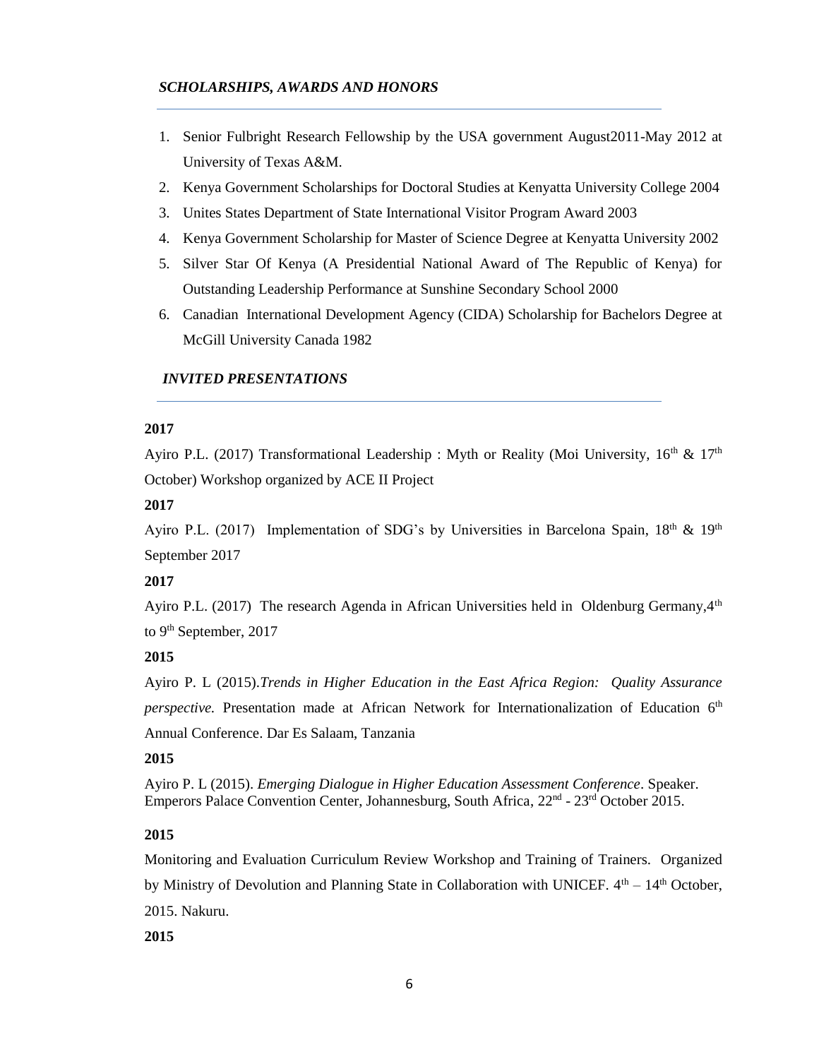## *SCHOLARSHIPS, AWARDS AND HONORS*

1. Senior Fulbright Research Fellowship by the USA government August2011-May 2012 at University of Texas A&M.
2. Kenya Government Scholarships for Doctoral Studies at Kenyatta University College 2004
3. Unites States Department of State International Visitor Program Award 2003
4. Kenya Government Scholarship for Master of Science Degree at Kenyatta University 2002
5. Silver Star Of Kenya (A Presidential National Award of The Republic of Kenya) for Outstanding Leadership Performance at Sunshine Secondary School 2000
6. Canadian International Development Agency (CIDA) Scholarship for Bachelors Degree at McGill University Canada 1982

## *INVITED PRESENTATIONS*

**2017**

Ayiro P.L. (2017) Transformational Leadership : Myth or Reality (Moi University, 16th & 17th October) Workshop organized by ACE II Project

**2017**

Ayiro P.L. (2017) Implementation of SDG's by Universities in Barcelona Spain, 18th & 19th September 2017

**2017**

Ayiro P.L. (2017) The research Agenda in African Universities held in Oldenburg Germany,4th to 9th September, 2017

**2015**

Ayiro P. L (2015).*Trends in Higher Education in the East Africa Region: Quality Assurance perspective.* Presentation made at African Network for Internationalization of Education 6th Annual Conference. Dar Es Salaam, Tanzania

**2015**

Ayiro P. L (2015). *Emerging Dialogue in Higher Education Assessment Conference*. Speaker. Emperors Palace Convention Center, Johannesburg, South Africa, 22nd - 23rd October 2015.

**2015**

Monitoring and Evaluation Curriculum Review Workshop and Training of Trainers. Organized by Ministry of Devolution and Planning State in Collaboration with UNICEF. 4th – 14th October, 2015. Nakuru.

**2015**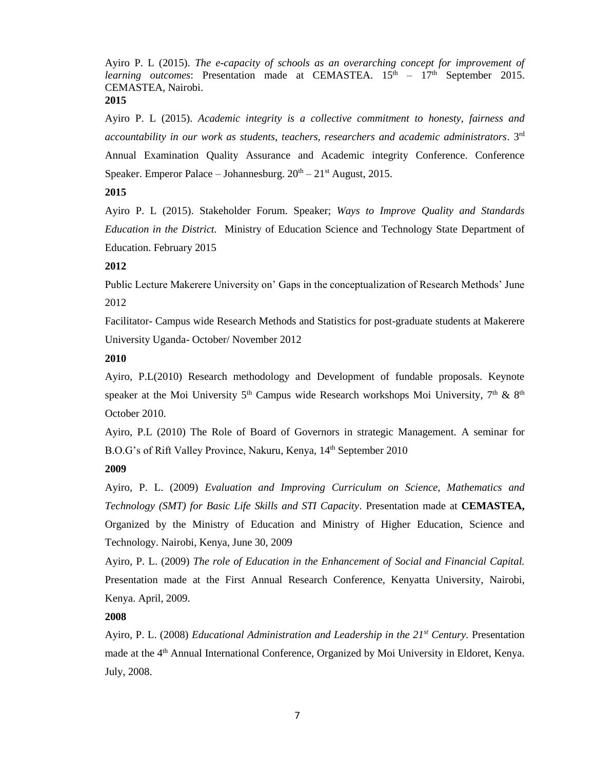Ayiro P. L (2015). *The e-capacity of schools as an overarching concept for improvement of learning outcomes*: Presentation made at CEMASTEA. 15th – 17th September 2015. CEMASTEA, Nairobi.

**2015**

Ayiro P. L (2015). *Academic integrity is a collective commitment to honesty, fairness and accountability in our work as students, teachers, researchers and academic administrators*. 3rd Annual Examination Quality Assurance and Academic integrity Conference. Conference Speaker. Emperor Palace – Johannesburg. 20th – 21st August, 2015.

**2015**

Ayiro P. L (2015). Stakeholder Forum. Speaker; *Ways to Improve Quality and Standards Education in the District.* Ministry of Education Science and Technology State Department of Education. February 2015

**2012**

Public Lecture Makerere University on' Gaps in the conceptualization of Research Methods' June 2012

Facilitator- Campus wide Research Methods and Statistics for post-graduate students at Makerere University Uganda- October/ November 2012

**2010**

Ayiro, P.L(2010) Research methodology and Development of fundable proposals. Keynote speaker at the Moi University 5th Campus wide Research workshops Moi University, 7th & 8th October 2010.

Ayiro, P.L (2010) The Role of Board of Governors in strategic Management. A seminar for B.O.G's of Rift Valley Province, Nakuru, Kenya, 14th September 2010

**2009**

Ayiro, P. L. (2009) *Evaluation and Improving Curriculum on Science, Mathematics and Technology (SMT) for Basic Life Skills and STI Capacity*. Presentation made at **CEMASTEA,** Organized by the Ministry of Education and Ministry of Higher Education, Science and Technology. Nairobi, Kenya, June 30, 2009

Ayiro, P. L. (2009) *The role of Education in the Enhancement of Social and Financial Capital.* Presentation made at the First Annual Research Conference, Kenyatta University, Nairobi, Kenya. April, 2009.

**2008**

Ayiro, P. L. (2008) *Educational Administration and Leadership in the 21st Century.* Presentation made at the 4th Annual International Conference, Organized by Moi University in Eldoret, Kenya. July, 2008.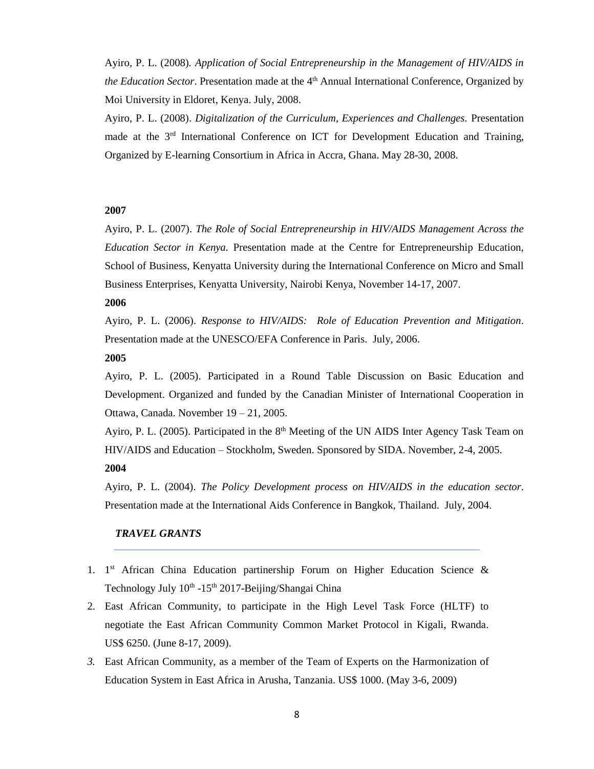Ayiro, P. L. (2008). *Application of Social Entrepreneurship in the Management of HIV/AIDS in the Education Sector*. Presentation made at the 4th Annual International Conference, Organized by Moi University in Eldoret, Kenya. July, 2008.

Ayiro, P. L. (2008). *Digitalization of the Curriculum, Experiences and Challenges.* Presentation made at the 3rd International Conference on ICT for Development Education and Training, Organized by E-learning Consortium in Africa in Accra, Ghana. May 28-30, 2008.

**2007**

Ayiro, P. L. (2007). *The Role of Social Entrepreneurship in HIV/AIDS Management Across the Education Sector in Kenya.* Presentation made at the Centre for Entrepreneurship Education, School of Business, Kenyatta University during the International Conference on Micro and Small Business Enterprises, Kenyatta University, Nairobi Kenya, November 14-17, 2007.

**2006**

Ayiro, P. L. (2006). *Response to HIV/AIDS: Role of Education Prevention and Mitigation*. Presentation made at the UNESCO/EFA Conference in Paris. July, 2006.

**2005**

Ayiro, P. L. (2005). Participated in a Round Table Discussion on Basic Education and Development. Organized and funded by the Canadian Minister of International Cooperation in Ottawa, Canada. November 19 – 21, 2005.

Ayiro, P. L. (2005). Participated in the 8th Meeting of the UN AIDS Inter Agency Task Team on HIV/AIDS and Education – Stockholm, Sweden. Sponsored by SIDA. November, 2-4, 2005.

**2004**

Ayiro, P. L. (2004). *The Policy Development process on HIV/AIDS in the education sector*. Presentation made at the International Aids Conference in Bangkok, Thailand. July, 2004.

***TRAVEL GRANTS***

1. 1st African China Education partinership Forum on Higher Education Science & Technology July 10th -15th 2017-Beijing/Shangai China
2. East African Community, to participate in the High Level Task Force (HLTF) to negotiate the East African Community Common Market Protocol in Kigali, Rwanda. US$ 6250. (June 8-17, 2009).
3. East African Community, as a member of the Team of Experts on the Harmonization of Education System in East Africa in Arusha, Tanzania. US$ 1000. (May 3-6, 2009)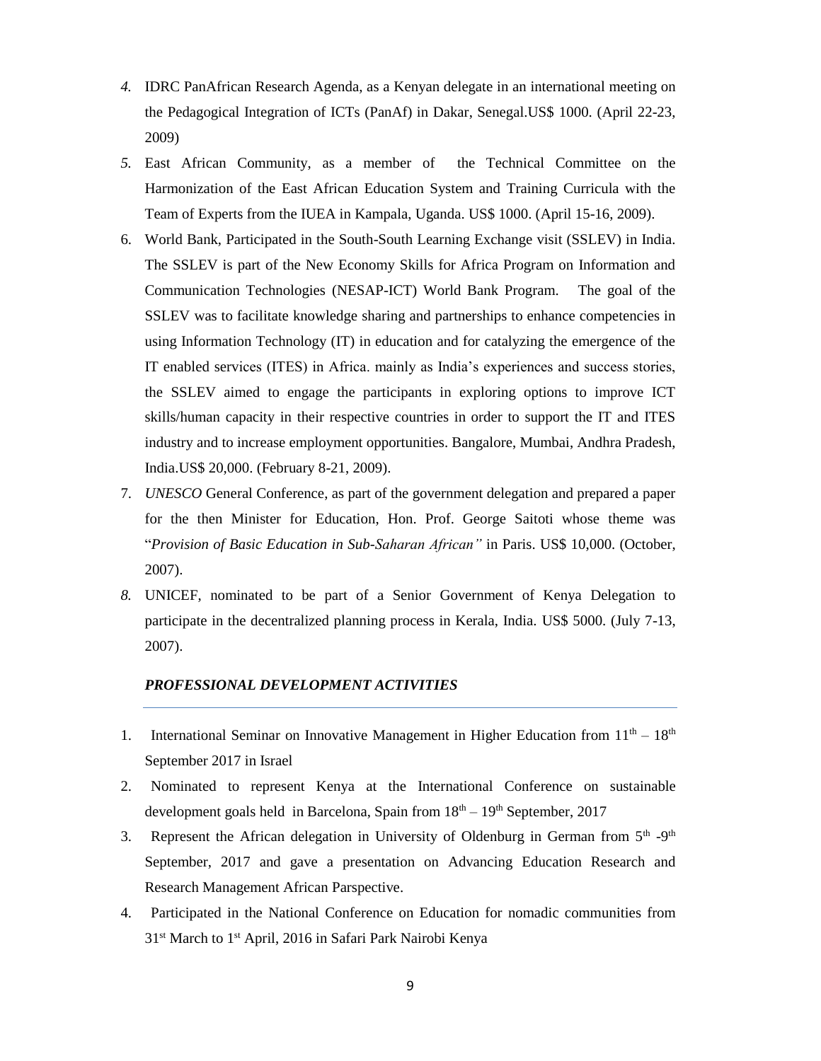4. IDRC PanAfrican Research Agenda, as a Kenyan delegate in an international meeting on the Pedagogical Integration of ICTs (PanAf) in Dakar, Senegal.US$ 1000. (April 22-23, 2009)
5. East African Community, as a member of the Technical Committee on the Harmonization of the East African Education System and Training Curricula with the Team of Experts from the IUEA in Kampala, Uganda. US$ 1000. (April 15-16, 2009).
6. World Bank, Participated in the South-South Learning Exchange visit (SSLEV) in India. The SSLEV is part of the New Economy Skills for Africa Program on Information and Communication Technologies (NESAP-ICT) World Bank Program. The goal of the SSLEV was to facilitate knowledge sharing and partnerships to enhance competencies in using Information Technology (IT) in education and for catalyzing the emergence of the IT enabled services (ITES) in Africa. mainly as India's experiences and success stories, the SSLEV aimed to engage the participants in exploring options to improve ICT skills/human capacity in their respective countries in order to support the IT and ITES industry and to increase employment opportunities. Bangalore, Mumbai, Andhra Pradesh, India.US$ 20,000. (February 8-21, 2009).
7. *UNESCO* General Conference, as part of the government delegation and prepared a paper for the then Minister for Education, Hon. Prof. George Saitoti whose theme was "*Provision of Basic Education in Sub-Saharan African"* in Paris. US$ 10,000. (October, 2007).
8. UNICEF, nominated to be part of a Senior Government of Kenya Delegation to participate in the decentralized planning process in Kerala, India. US$ 5000. (July 7-13, 2007).

### *PROFESSIONAL DEVELOPMENT ACTIVITIES*

1. International Seminar on Innovative Management in Higher Education from 11th – 18th September 2017 in Israel
2. Nominated to represent Kenya at the International Conference on sustainable development goals held in Barcelona, Spain from 18th – 19th September, 2017
3. Represent the African delegation in University of Oldenburg in German from 5th -9th September, 2017 and gave a presentation on Advancing Education Research and Research Management African Parspective.
4. Participated in the National Conference on Education for nomadic communities from 31st March to 1st April, 2016 in Safari Park Nairobi Kenya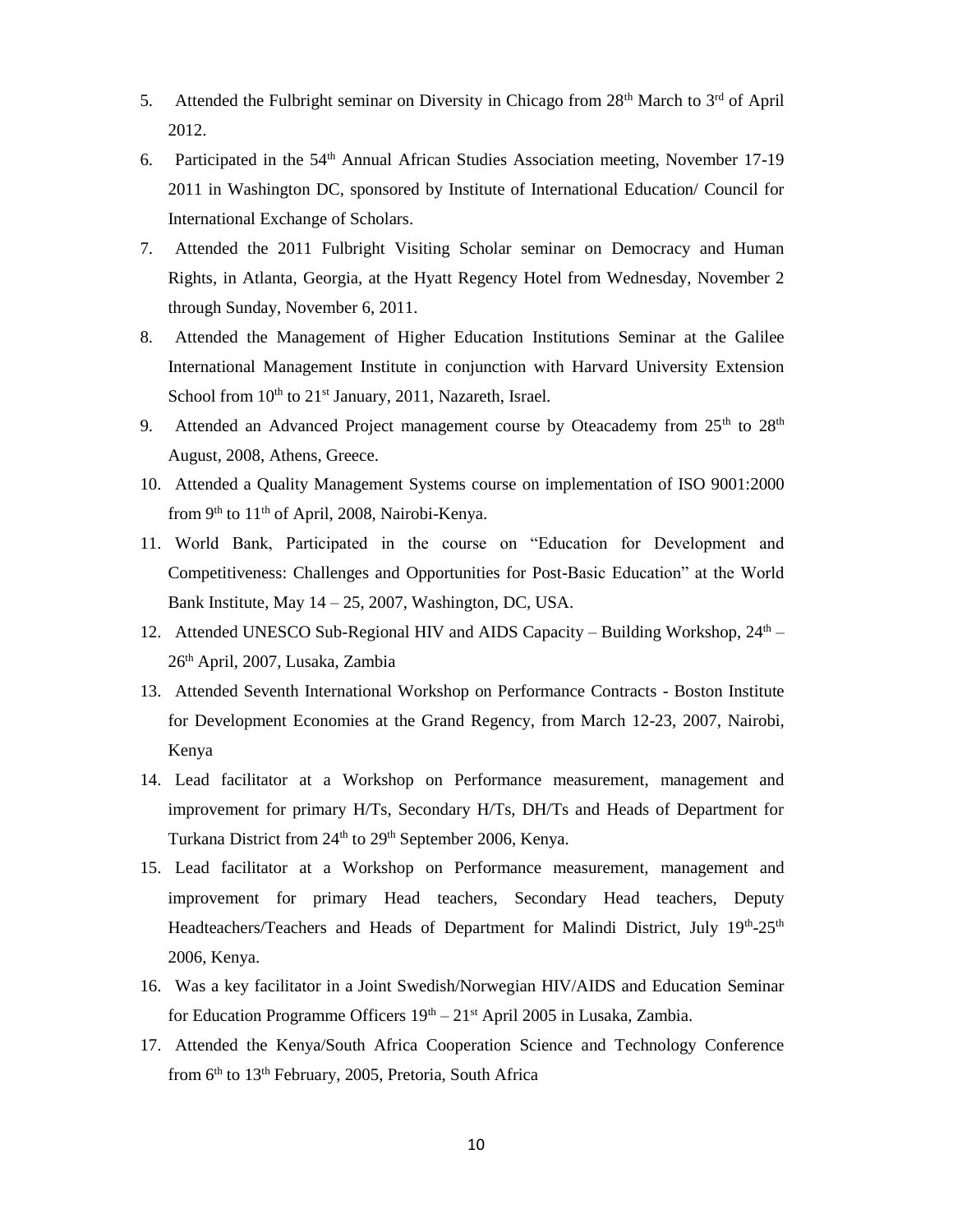5. Attended the Fulbright seminar on Diversity in Chicago from 28th March to 3rd of April 2012.
6. Participated in the 54th Annual African Studies Association meeting, November 17-19 2011 in Washington DC, sponsored by Institute of International Education/ Council for International Exchange of Scholars.
7. Attended the 2011 Fulbright Visiting Scholar seminar on Democracy and Human Rights, in Atlanta, Georgia, at the Hyatt Regency Hotel from Wednesday, November 2 through Sunday, November 6, 2011.
8. Attended the Management of Higher Education Institutions Seminar at the Galilee International Management Institute in conjunction with Harvard University Extension School from 10th to 21st January, 2011, Nazareth, Israel.
9. Attended an Advanced Project management course by Oteacademy from 25th to 28th August, 2008, Athens, Greece.
10. Attended a Quality Management Systems course on implementation of ISO 9001:2000 from 9th to 11th of April, 2008, Nairobi-Kenya.
11. World Bank, Participated in the course on "Education for Development and Competitiveness: Challenges and Opportunities for Post-Basic Education" at the World Bank Institute, May 14 – 25, 2007, Washington, DC, USA.
12. Attended UNESCO Sub-Regional HIV and AIDS Capacity – Building Workshop, 24th – 26th April, 2007, Lusaka, Zambia
13. Attended Seventh International Workshop on Performance Contracts - Boston Institute for Development Economies at the Grand Regency, from March 12-23, 2007, Nairobi, Kenya
14. Lead facilitator at a Workshop on Performance measurement, management and improvement for primary H/Ts, Secondary H/Ts, DH/Ts and Heads of Department for Turkana District from 24th to 29th September 2006, Kenya.
15. Lead facilitator at a Workshop on Performance measurement, management and improvement for primary Head teachers, Secondary Head teachers, Deputy Headteachers/Teachers and Heads of Department for Malindi District, July 19th-25th 2006, Kenya.
16. Was a key facilitator in a Joint Swedish/Norwegian HIV/AIDS and Education Seminar for Education Programme Officers 19th – 21st April 2005 in Lusaka, Zambia.
17. Attended the Kenya/South Africa Cooperation Science and Technology Conference from 6th to 13th February, 2005, Pretoria, South Africa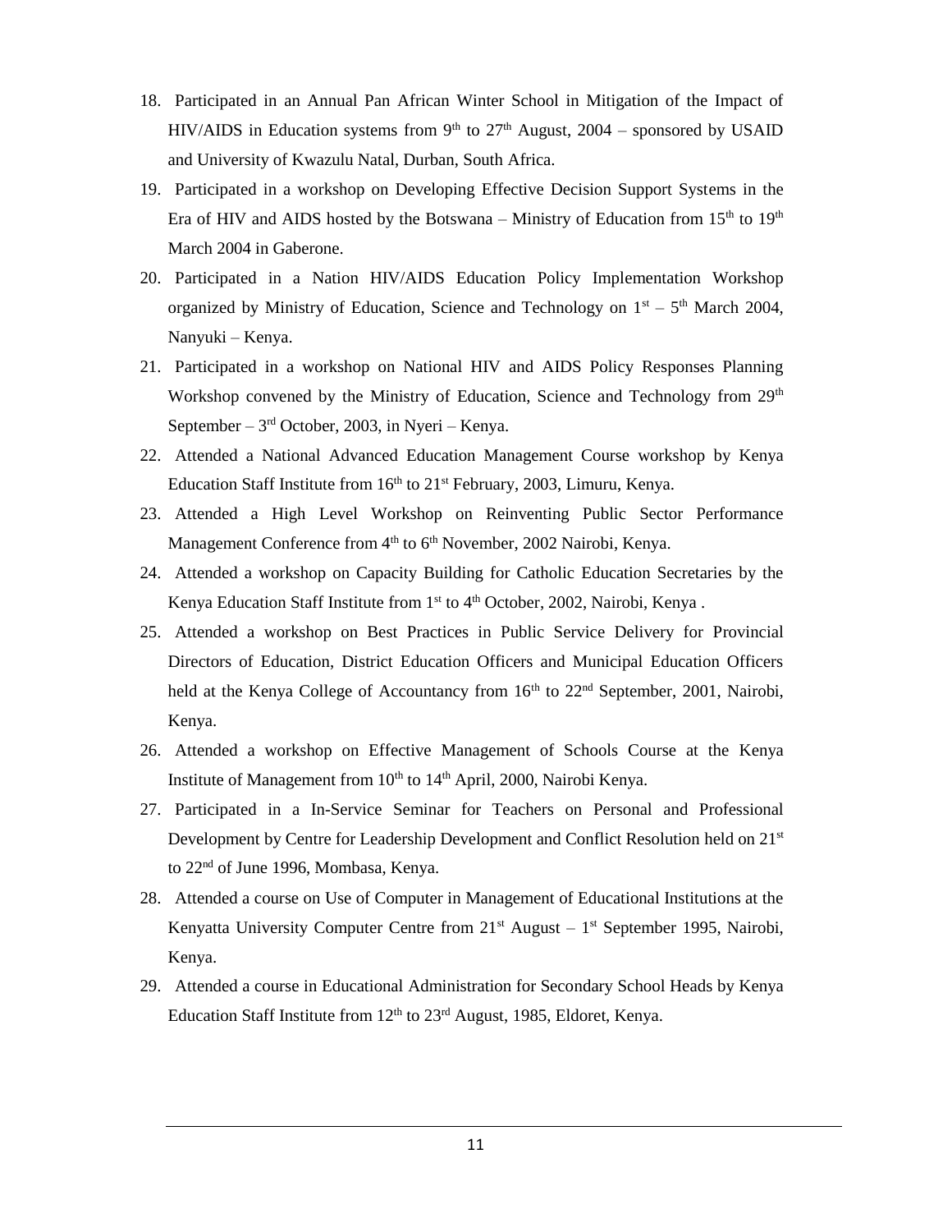18. Participated in an Annual Pan African Winter School in Mitigation of the Impact of HIV/AIDS in Education systems from 9th to 27th August, 2004 – sponsored by USAID and University of Kwazulu Natal, Durban, South Africa.
19. Participated in a workshop on Developing Effective Decision Support Systems in the Era of HIV and AIDS hosted by the Botswana – Ministry of Education from 15th to 19th March 2004 in Gaberone.
20. Participated in a Nation HIV/AIDS Education Policy Implementation Workshop organized by Ministry of Education, Science and Technology on 1st – 5th March 2004, Nanyuki – Kenya.
21. Participated in a workshop on National HIV and AIDS Policy Responses Planning Workshop convened by the Ministry of Education, Science and Technology from 29th September – 3rd October, 2003, in Nyeri – Kenya.
22. Attended a National Advanced Education Management Course workshop by Kenya Education Staff Institute from 16th to 21st February, 2003, Limuru, Kenya.
23. Attended a High Level Workshop on Reinventing Public Sector Performance Management Conference from 4th to 6th November, 2002 Nairobi, Kenya.
24. Attended a workshop on Capacity Building for Catholic Education Secretaries by the Kenya Education Staff Institute from 1st to 4th October, 2002, Nairobi, Kenya .
25. Attended a workshop on Best Practices in Public Service Delivery for Provincial Directors of Education, District Education Officers and Municipal Education Officers held at the Kenya College of Accountancy from 16th to 22nd September, 2001, Nairobi, Kenya.
26. Attended a workshop on Effective Management of Schools Course at the Kenya Institute of Management from 10th to 14th April, 2000, Nairobi Kenya.
27. Participated in a In-Service Seminar for Teachers on Personal and Professional Development by Centre for Leadership Development and Conflict Resolution held on 21st to 22nd of June 1996, Mombasa, Kenya.
28. Attended a course on Use of Computer in Management of Educational Institutions at the Kenyatta University Computer Centre from 21st August – 1st September 1995, Nairobi, Kenya.
29. Attended a course in Educational Administration for Secondary School Heads by Kenya Education Staff Institute from 12th to 23rd August, 1985, Eldoret, Kenya.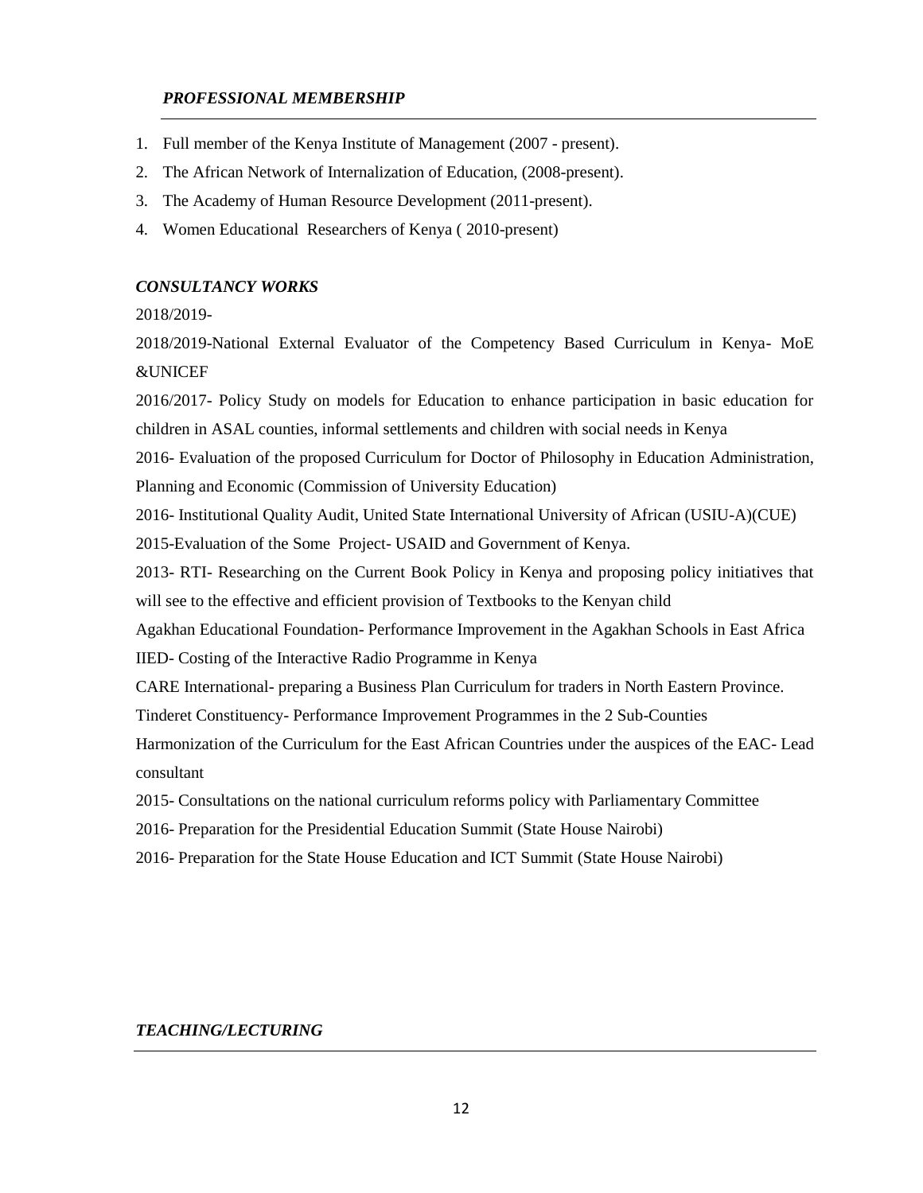### *PROFESSIONAL MEMBERSHIP*

1. Full member of the Kenya Institute of Management (2007 - present).
2. The African Network of Internalization of Education, (2008-present).
3. The Academy of Human Resource Development (2011-present).
4. Women Educational Researchers of Kenya ( 2010-present)

### *CONSULTANCY WORKS*

2018/2019-

2018/2019-National External Evaluator of the Competency Based Curriculum in Kenya- MoE &UNICEF

2016/2017- Policy Study on models for Education to enhance participation in basic education for children in ASAL counties, informal settlements and children with social needs in Kenya

2016- Evaluation of the proposed Curriculum for Doctor of Philosophy in Education Administration, Planning and Economic (Commission of University Education)

2016- Institutional Quality Audit, United State International University of African (USIU-A)(CUE)

2015-Evaluation of the Some Project- USAID and Government of Kenya.

2013- RTI- Researching on the Current Book Policy in Kenya and proposing policy initiatives that will see to the effective and efficient provision of Textbooks to the Kenyan child

Agakhan Educational Foundation- Performance Improvement in the Agakhan Schools in East Africa

IIED- Costing of the Interactive Radio Programme in Kenya

CARE International- preparing a Business Plan Curriculum for traders in North Eastern Province.

Tinderet Constituency- Performance Improvement Programmes in the 2 Sub-Counties

Harmonization of the Curriculum for the East African Countries under the auspices of the EAC- Lead consultant

2015- Consultations on the national curriculum reforms policy with Parliamentary Committee

2016- Preparation for the Presidential Education Summit (State House Nairobi)

2016- Preparation for the State House Education and ICT Summit (State House Nairobi)

### *TEACHING/LECTURING*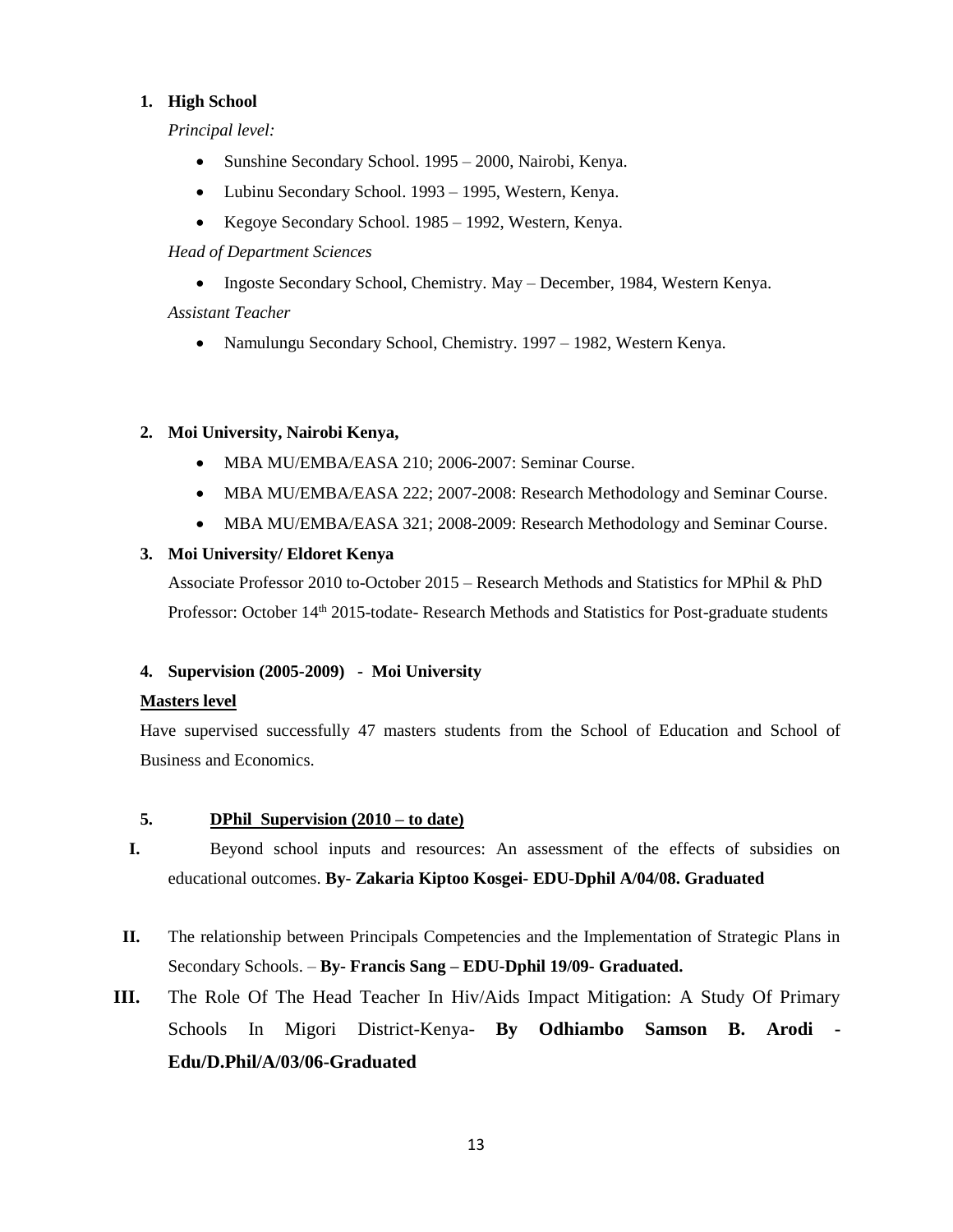1. **High School**

   *Principal level:*

   - Sunshine Secondary School. 1995 – 2000, Nairobi, Kenya.
   - Lubinu Secondary School. 1993 – 1995, Western, Kenya.
   - Kegoye Secondary School. 1985 – 1992, Western, Kenya.

   *Head of Department Sciences*

   - Ingoste Secondary School, Chemistry. May – December, 1984, Western Kenya.

   *Assistant Teacher*

   - Namulungu Secondary School, Chemistry. 1997 – 1982, Western Kenya.

2. **Moi University, Nairobi Kenya,**

   - MBA MU/EMBA/EASA 210; 2006-2007: Seminar Course.
   - MBA MU/EMBA/EASA 222; 2007-2008: Research Methodology and Seminar Course.
   - MBA MU/EMBA/EASA 321; 2008-2009: Research Methodology and Seminar Course.

3. **Moi University/ Eldoret Kenya**

   Associate Professor 2010 to-October 2015 – Research Methods and Statistics for MPhil & PhD
   Professor: October 14th 2015-todate- Research Methods and Statistics for Post-graduate students

4. **Supervision (2005-2009) - Moi University**

**Masters level**

Have supervised successfully 47 masters students from the School of Education and School of Business and Economics.

5. **DPhil Supervision (2010 – to date)**

I. Beyond school inputs and resources: An assessment of the effects of subsidies on educational outcomes. **By- Zakaria Kiptoo Kosgei- EDU-Dphil A/04/08. Graduated**

II. The relationship between Principals Competencies and the Implementation of Strategic Plans in Secondary Schools. – **By- Francis Sang – EDU-Dphil 19/09- Graduated.**

III. The Role Of The Head Teacher In Hiv/Aids Impact Mitigation: A Study Of Primary Schools In Migori District-Kenya- **By Odhiambo Samson B. Arodi - Edu/D.Phil/A/03/06-Graduated**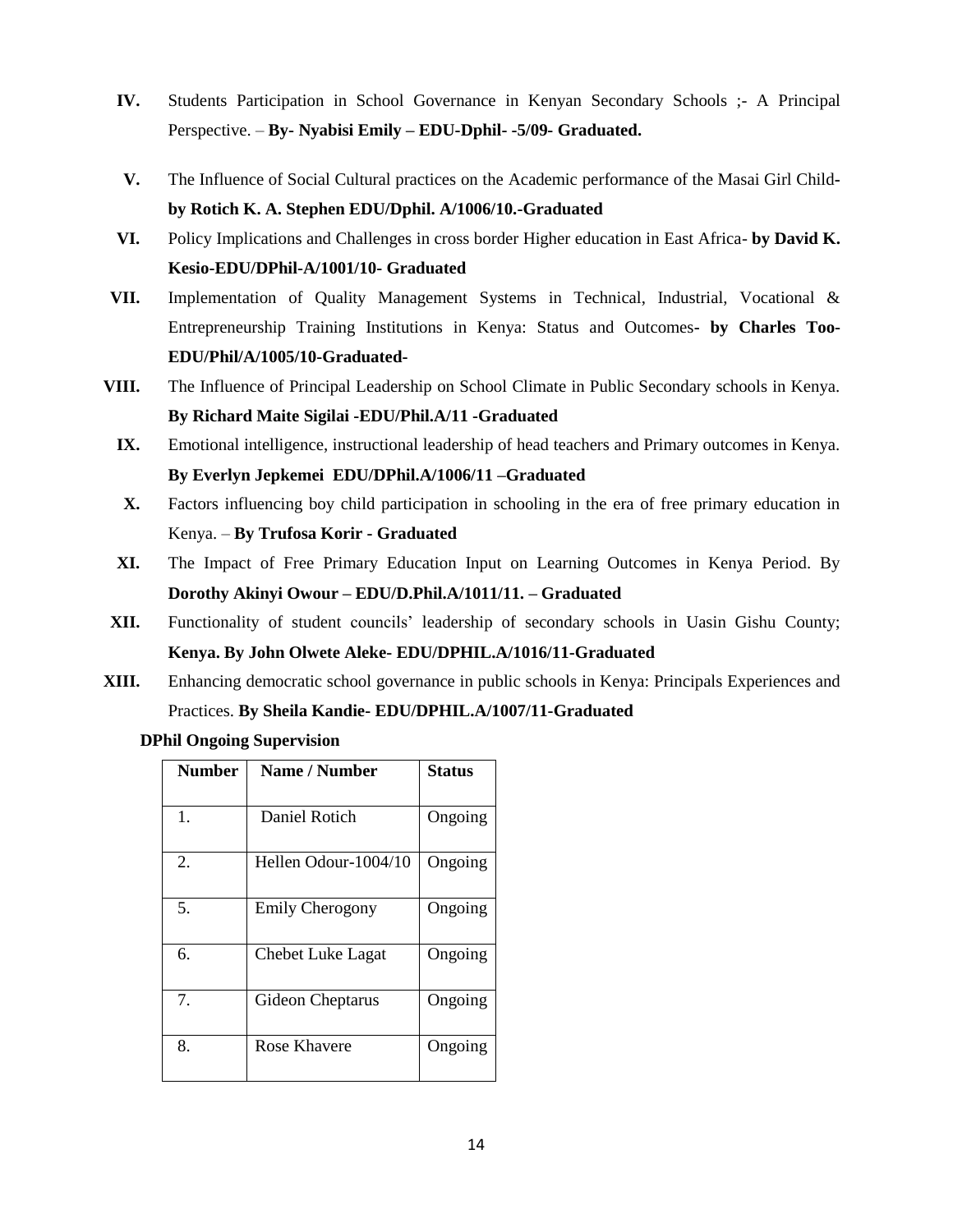IV. Students Participation in School Governance in Kenyan Secondary Schools ;- A Principal Perspective. – **By- Nyabisi Emily – EDU-Dphil- -5/09- Graduated.**

V. The Influence of Social Cultural practices on the Academic performance of the Masai Girl Child**- by Rotich K. A. Stephen EDU/Dphil. A/1006/10.-Graduated**

VI. Policy Implications and Challenges in cross border Higher education in East Africa- **by David K. Kesio-EDU/DPhil-A/1001/10- Graduated**

VII. Implementation of Quality Management Systems in Technical, Industrial, Vocational & Entrepreneurship Training Institutions in Kenya: Status and Outcomes**- by Charles Too-EDU/Phil/A/1005/10-Graduated-**

VIII. The Influence of Principal Leadership on School Climate in Public Secondary schools in Kenya. **By Richard Maite Sigilai -EDU/Phil.A/11 -Graduated**

IX. Emotional intelligence, instructional leadership of head teachers and Primary outcomes in Kenya. **By Everlyn Jepkemei EDU/DPhil.A/1006/11 –Graduated**

X. Factors influencing boy child participation in schooling in the era of free primary education in Kenya. – **By Trufosa Korir - Graduated**

XI. The Impact of Free Primary Education Input on Learning Outcomes in Kenya Period. By **Dorothy Akinyi Owour – EDU/D.Phil.A/1011/11. – Graduated**

XII. Functionality of student councils' leadership of secondary schools in Uasin Gishu County; **Kenya. By John Olwete Aleke- EDU/DPHIL.A/1016/11-Graduated**

XIII. Enhancing democratic school governance in public schools in Kenya: Principals Experiences and Practices. **By Sheila Kandie- EDU/DPHIL.A/1007/11-Graduated**

**DPhil Ongoing Supervision**

| Number | Name / Number | Status |
|---|---|---|
| 1. | Daniel Rotich | Ongoing |
| 2. | Hellen Odour-1004/10 | Ongoing |
| 5. | Emily Cherogony | Ongoing |
| 6. | Chebet Luke Lagat | Ongoing |
| 7. | Gideon Cheptarus | Ongoing |
| 8. | Rose Khavere | Ongoing |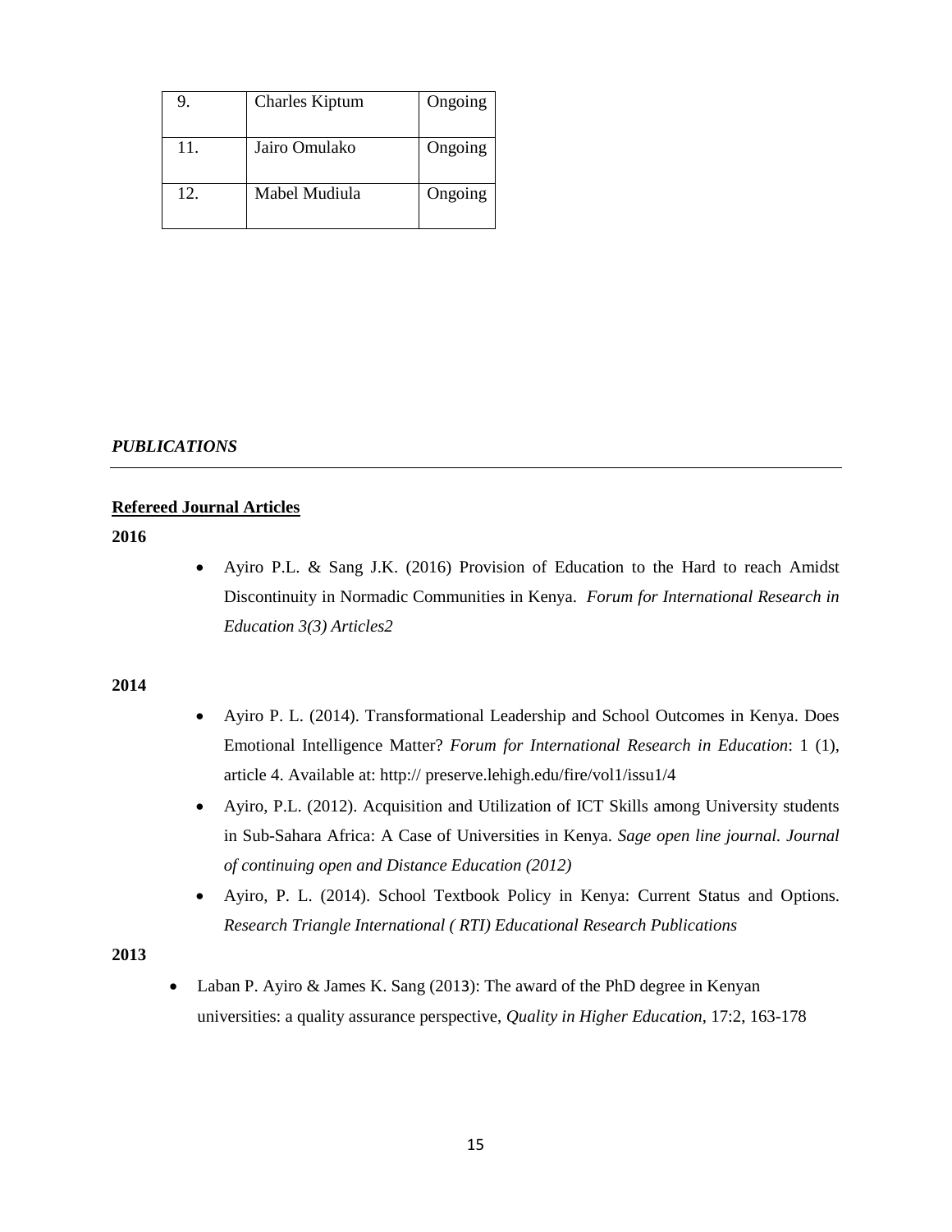| 9. | Charles Kiptum | Ongoing |
|---|---|---|
| 11. | Jairo Omulako | Ongoing |
| 12. | Mabel Mudiula | Ongoing |

***PUBLICATIONS***

---

**Refereed Journal Articles**

**2016**

- Ayiro P.L. & Sang J.K. (2016) Provision of Education to the Hard to reach Amidst Discontinuity in Normadic Communities in Kenya. *Forum for International Research in Education 3(3) Articles2*

**2014**

- Ayiro P. L. (2014). Transformational Leadership and School Outcomes in Kenya. Does Emotional Intelligence Matter? *Forum for International Research in Education*: 1 (1), article 4. Available at: http:// preserve.lehigh.edu/fire/vol1/issu1/4
- Ayiro, P.L. (2012). Acquisition and Utilization of ICT Skills among University students in Sub-Sahara Africa: A Case of Universities in Kenya. *Sage open line journal. Journal of continuing open and Distance Education (2012)*
- Ayiro, P. L. (2014). School Textbook Policy in Kenya: Current Status and Options. *Research Triangle International ( RTI) Educational Research Publications*

**2013**

- Laban P. Ayiro & James K. Sang (2013): The award of the PhD degree in Kenyan universities: a quality assurance perspective, *Quality in Higher Education*, 17:2, 163-178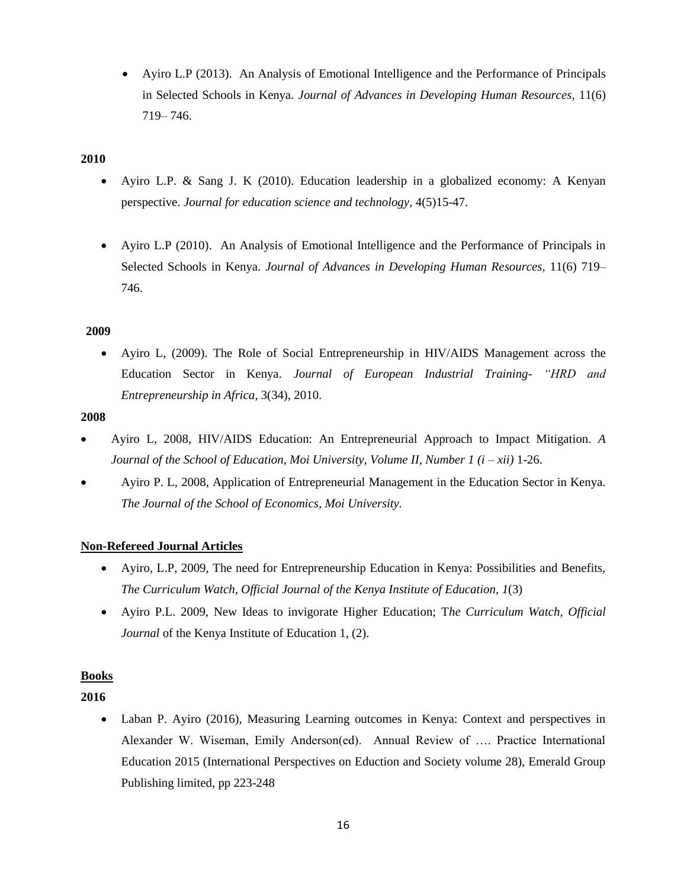- Ayiro L.P (2013). An Analysis of Emotional Intelligence and the Performance of Principals in Selected Schools in Kenya. *Journal of Advances in Developing Human Resources*, 11(6) 719– 746.

**2010**

- Ayiro L.P. & Sang J. K (2010). Education leadership in a globalized economy: A Kenyan perspective. *Journal for education science and technology*, 4(5)15-47.

- Ayiro L.P (2010). An Analysis of Emotional Intelligence and the Performance of Principals in Selected Schools in Kenya. *Journal of Advances in Developing Human Resources*, 11(6) 719– 746.

**2009**

- Ayiro L, (2009). The Role of Social Entrepreneurship in HIV/AIDS Management across the Education Sector in Kenya. *Journal of European Industrial Training- "HRD and Entrepreneurship in Africa*, 3(34), 2010.

**2008**

- Ayiro L, 2008, HIV/AIDS Education: An Entrepreneurial Approach to Impact Mitigation. *A Journal of the School of Education, Moi University, Volume II, Number 1 (i – xii)* 1-26.
- Ayiro P. L, 2008, Application of Entrepreneurial Management in the Education Sector in Kenya. *The Journal of the School of Economics, Moi University.*

**<u>Non-Refereed Journal Articles</u>**

- Ayiro, L.P, 2009, The need for Entrepreneurship Education in Kenya: Possibilities and Benefits, *The Curriculum Watch, Official Journal of the Kenya Institute of Education, 1*(3)
- Ayiro P.L. 2009, New Ideas to invigorate Higher Education; T*he Curriculum Watch, Official Journal* of the Kenya Institute of Education 1, (2).

**<u>Books</u>**

**2016**

- Laban P. Ayiro (2016), Measuring Learning outcomes in Kenya: Context and perspectives in Alexander W. Wiseman, Emily Anderson(ed). Annual Review of …. Practice International Education 2015 (International Perspectives on Eduction and Society volume 28), Emerald Group Publishing limited, pp 223-248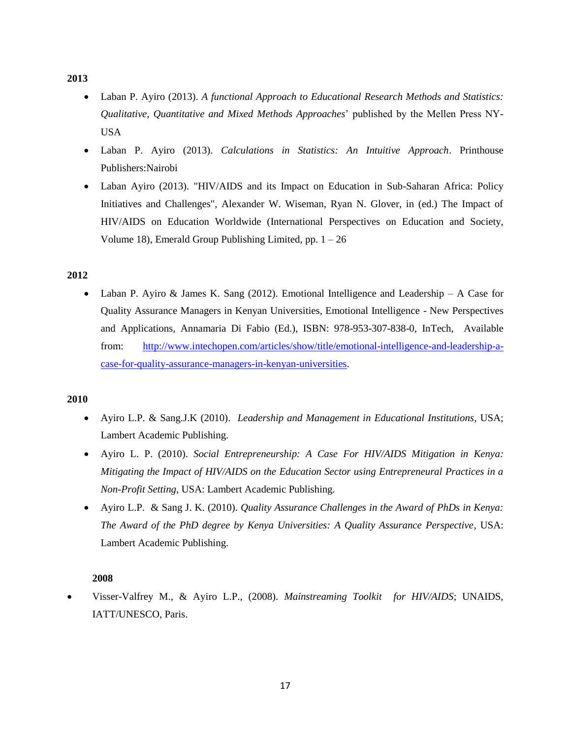**2013**

- Laban P. Ayiro (2013). *A functional Approach to Educational Research Methods and Statistics: Qualitative, Quantitative and Mixed Methods Approaches*' published by the Mellen Press NY-USA
- Laban P. Ayiro (2013). *Calculations in Statistics: An Intuitive Approach*. Printhouse Publishers:Nairobi
- Laban Ayiro (2013). "HIV/AIDS and its Impact on Education in Sub-Saharan Africa: Policy Initiatives and Challenges", Alexander W. Wiseman, Ryan N. Glover, in (ed.) The Impact of HIV/AIDS on Education Worldwide (International Perspectives on Education and Society, Volume 18), Emerald Group Publishing Limited, pp. 1 – 26

**2012**

- Laban P. Ayiro & James K. Sang (2012). Emotional Intelligence and Leadership – A Case for Quality Assurance Managers in Kenyan Universities, Emotional Intelligence - New Perspectives and Applications, Annamaria Di Fabio (Ed.), ISBN: 978-953-307-838-0, InTech, Available from: [http://www.intechopen.com/articles/show/title/emotional-intelligence-and-leadership-a-case-for-quality-assurance-managers-in-kenyan-universities](http://www.intechopen.com/articles/show/title/emotional-intelligence-and-leadership-a-case-for-quality-assurance-managers-in-kenyan-universities).

**2010**

- Ayiro L.P. & Sang.J.K (2010). *Leadership and Management in Educational Institutions*, USA; Lambert Academic Publishing.
- Ayiro L. P. (2010). *Social Entrepreneurship: A Case For HIV/AIDS Mitigation in Kenya: Mitigating the Impact of HIV/AIDS on the Education Sector using Entrepreneural Practices in a Non-Profit Setting*, USA: Lambert Academic Publishing.
- Ayiro L.P. & Sang J. K. (2010). *Quality Assurance Challenges in the Award of PhDs in Kenya: The Award of the PhD degree by Kenya Universities: A Quality Assurance Perspective*, USA: Lambert Academic Publishing.

**2008**

- Visser-Valfrey M., & Ayiro L.P., (2008). *Mainstreaming Toolkit for HIV/AIDS*; UNAIDS, IATT/UNESCO, Paris.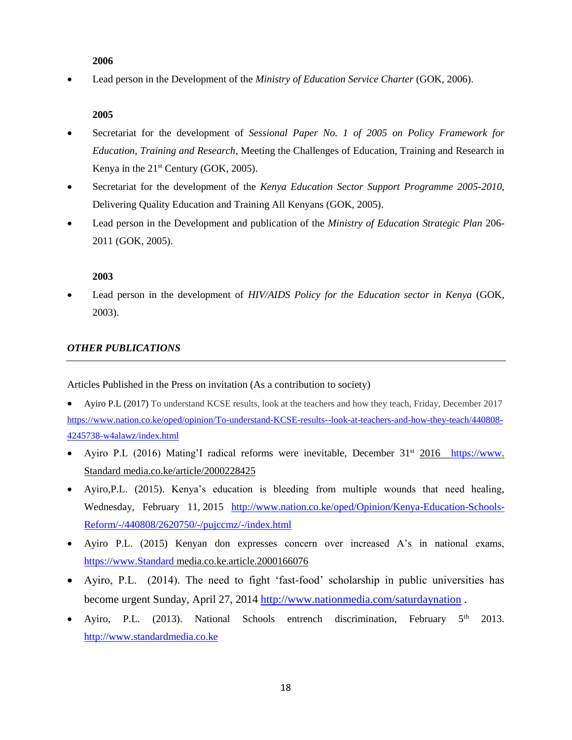**2006**

- Lead person in the Development of the *Ministry of Education Service Charter* (GOK, 2006).

**2005**

- Secretariat for the development of *Sessional Paper No. 1 of 2005 on Policy Framework for Education, Training and Research*, Meeting the Challenges of Education, Training and Research in Kenya in the 21st Century (GOK, 2005).
- Secretariat for the development of the *Kenya Education Sector Support Programme 2005-2010*, Delivering Quality Education and Training All Kenyans (GOK, 2005).
- Lead person in the Development and publication of the *Ministry of Education Strategic Plan* 206-2011 (GOK, 2005).

**2003**

- Lead person in the development of *HIV/AIDS Policy for the Education sector in Kenya* (GOK, 2003).

***OTHER PUBLICATIONS***

---

Articles Published in the Press on invitation (As a contribution to society)

- Ayiro P.L (2017) To understand KCSE results, look at the teachers and how they teach, Friday, December 2017 https://www.nation.co.ke/oped/opinion/To-understand-KCSE-results--look-at-teachers-and-how-they-teach/440808-4245738-w4alawz/index.html
- Ayiro P.L (2016) Mating'I radical reforms were inevitable, December 31st 2016 https://www. Standard media.co.ke/article/2000228425
- Ayiro,P.L. (2015). Kenya's education is bleeding from multiple wounds that need healing, Wednesday, February 11, 2015 http://www.nation.co.ke/oped/Opinion/Kenya-Education-Schools-Reform/-/440808/2620750/-/pujccmz/-/index.html
- Ayiro P.L. (2015) Kenyan don expresses concern over increased A's in national exams, https://www.Standard media.co.ke.article.2000166076
- Ayiro, P.L. (2014). The need to fight 'fast-food' scholarship in public universities has become urgent Sunday, April 27, 2014 http://www.nationmedia.com/saturdaynation .
- Ayiro, P.L. (2013). National Schools entrench discrimination, February 5th 2013. http://www.standardmedia.co.ke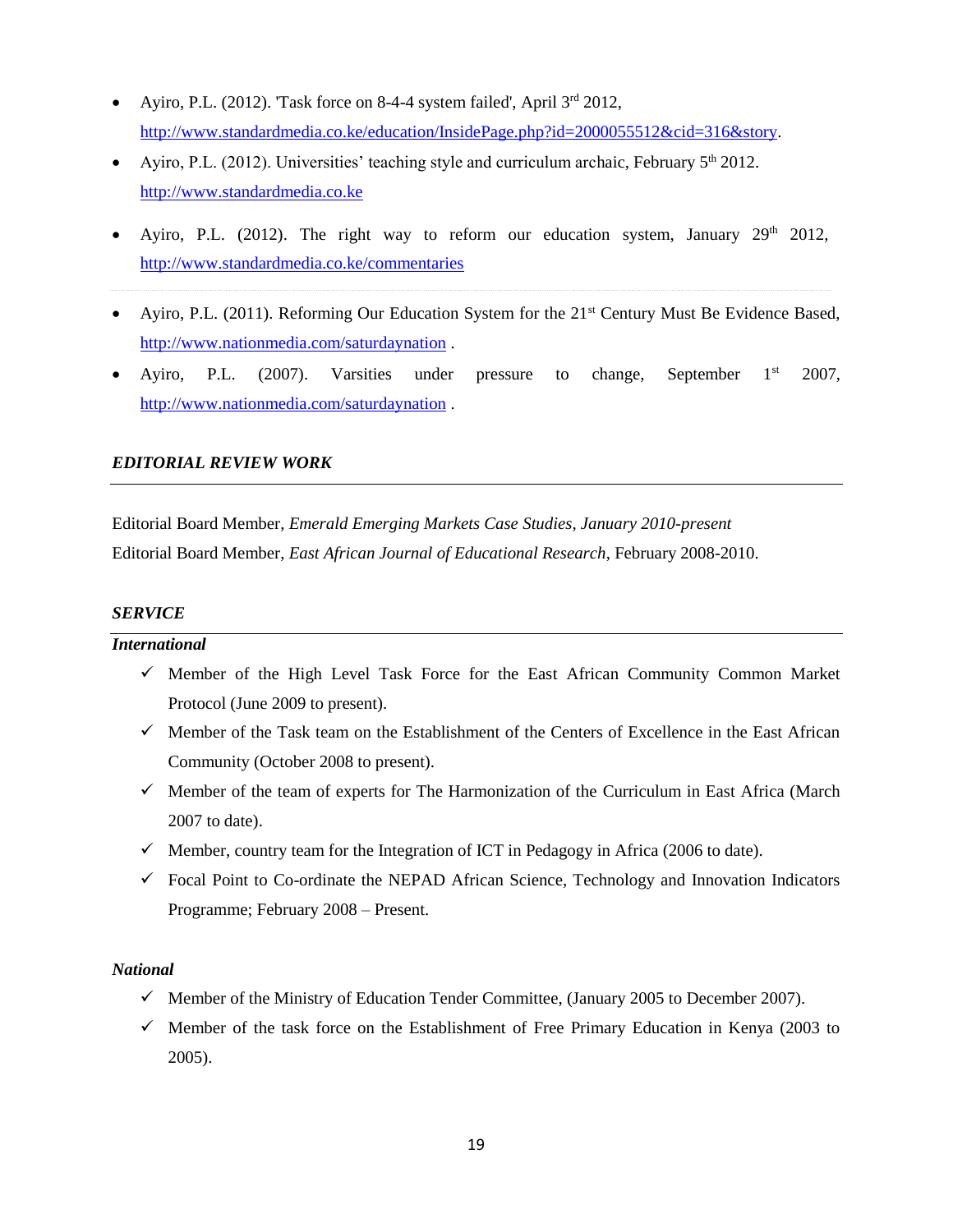- Ayiro, P.L. (2012). 'Task force on 8-4-4 system failed', April 3rd 2012, http://www.standardmedia.co.ke/education/InsidePage.php?id=2000055512&cid=316&story.
- Ayiro, P.L. (2012). Universities' teaching style and curriculum archaic, February 5th 2012. http://www.standardmedia.co.ke
- Ayiro, P.L. (2012). The right way to reform our education system, January 29th 2012, http://www.standardmedia.co.ke/commentaries
- Ayiro, P.L. (2011). Reforming Our Education System for the 21st Century Must Be Evidence Based, http://www.nationmedia.com/saturdaynation .
- Ayiro, P.L. (2007). Varsities under pressure to change, September 1st 2007, http://www.nationmedia.com/saturdaynation .

## *EDITORIAL REVIEW WORK*

Editorial Board Member, *Emerald Emerging Markets Case Studies, January 2010-present*
Editorial Board Member, *East African Journal of Educational Research*, February 2008-2010.

## *SERVICE*

### *International*

- ✓ Member of the High Level Task Force for the East African Community Common Market Protocol (June 2009 to present).
- ✓ Member of the Task team on the Establishment of the Centers of Excellence in the East African Community (October 2008 to present).
- ✓ Member of the team of experts for The Harmonization of the Curriculum in East Africa (March 2007 to date).
- ✓ Member, country team for the Integration of ICT in Pedagogy in Africa (2006 to date).
- ✓ Focal Point to Co-ordinate the NEPAD African Science, Technology and Innovation Indicators Programme; February 2008 – Present.

### *National*

- ✓ Member of the Ministry of Education Tender Committee, (January 2005 to December 2007).
- ✓ Member of the task force on the Establishment of Free Primary Education in Kenya (2003 to 2005).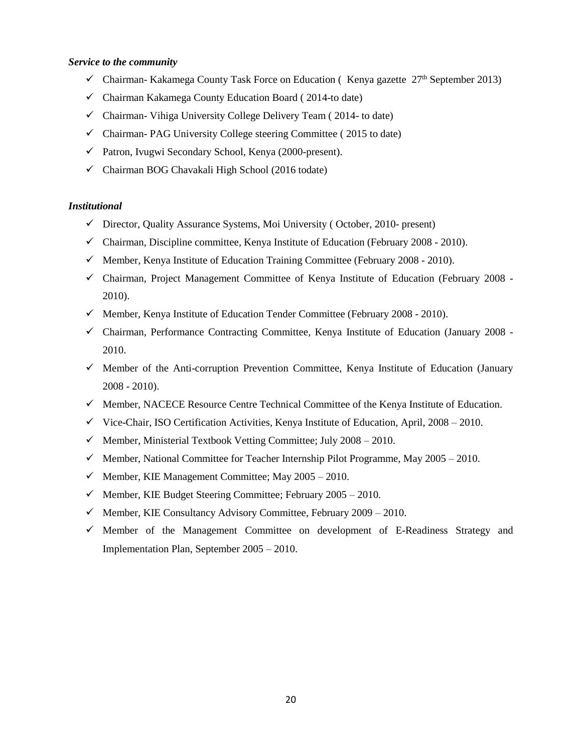***Service to the community***

- ✓ Chairman- Kakamega County Task Force on Education ( Kenya gazette 27th September 2013)
- ✓ Chairman Kakamega County Education Board ( 2014-to date)
- ✓ Chairman- Vihiga University College Delivery Team ( 2014- to date)
- ✓ Chairman- PAG University College steering Committee ( 2015 to date)
- ✓ Patron, Ivugwi Secondary School, Kenya (2000-present).
- ✓ Chairman BOG Chavakali High School (2016 todate)

***Institutional***

- ✓ Director, Quality Assurance Systems, Moi University ( October, 2010- present)
- ✓ Chairman, Discipline committee, Kenya Institute of Education (February 2008 - 2010).
- ✓ Member, Kenya Institute of Education Training Committee (February 2008 - 2010).
- ✓ Chairman, Project Management Committee of Kenya Institute of Education (February 2008 - 2010).
- ✓ Member, Kenya Institute of Education Tender Committee (February 2008 - 2010).
- ✓ Chairman, Performance Contracting Committee, Kenya Institute of Education (January 2008 - 2010.
- ✓ Member of the Anti-corruption Prevention Committee, Kenya Institute of Education (January 2008 - 2010).
- ✓ Member, NACECE Resource Centre Technical Committee of the Kenya Institute of Education.
- ✓ Vice-Chair, ISO Certification Activities, Kenya Institute of Education, April, 2008 – 2010.
- ✓ Member, Ministerial Textbook Vetting Committee; July 2008 – 2010.
- ✓ Member, National Committee for Teacher Internship Pilot Programme, May 2005 – 2010.
- ✓ Member, KIE Management Committee; May 2005 – 2010.
- ✓ Member, KIE Budget Steering Committee; February 2005 – 2010.
- ✓ Member, KIE Consultancy Advisory Committee, February 2009 – 2010.
- ✓ Member of the Management Committee on development of E-Readiness Strategy and Implementation Plan, September 2005 – 2010.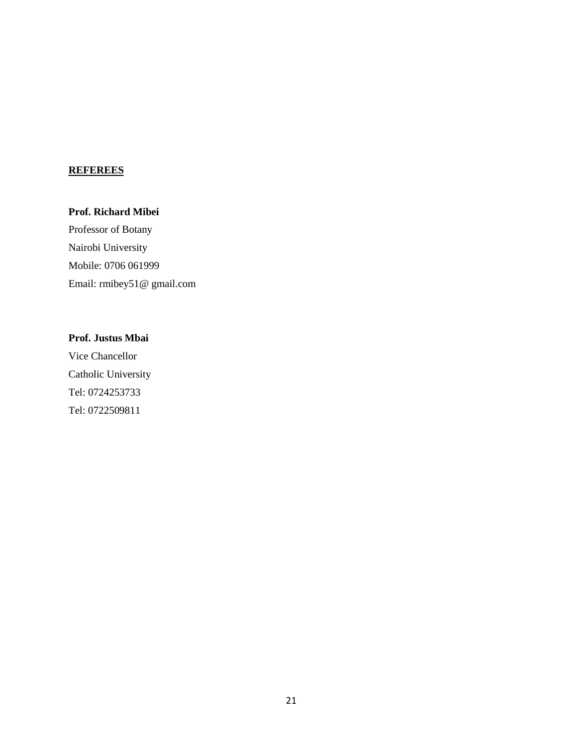**REFEREES**

**Prof. Richard Mibei**
Professor of Botany
Nairobi University
Mobile: 0706 061999
Email: rmibey51@ gmail.com

**Prof. Justus Mbai**
Vice Chancellor
Catholic University
Tel: 0724253733
Tel: 0722509811